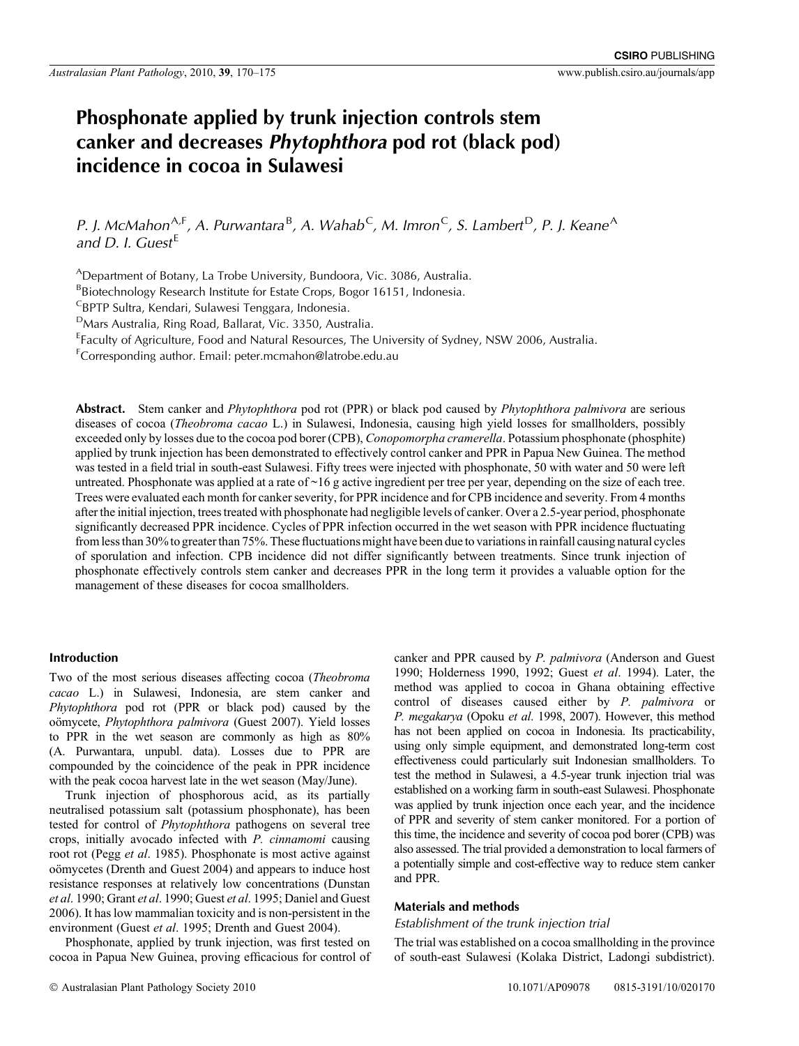# Phosphonate applied by trunk injection controls stem canker and decreases *Phytophthora* pod rot (black pod) incidence in cocoa in Sulawesi

*P. J. McMahon*[A,F], *A. Purwantara*[B], *A. Wahab*[C], *M. Imron*[C], *S. Lambert*[D], *P. J. Keane*[A] *and D. I. Guest*[E]

[A]Department of Botany, La Trobe University, Bundoora, Vic. 3086, Australia.
[B]Biotechnology Research Institute for Estate Crops, Bogor 16151, Indonesia.
[C]BPTP Sultra, Kendari, Sulawesi Tenggara, Indonesia.
[D]Mars Australia, Ring Road, Ballarat, Vic. 3350, Australia.
[E]Faculty of Agriculture, Food and Natural Resources, The University of Sydney, NSW 2006, Australia.
[F]Corresponding author. Email: peter.mcmahon@latrobe.edu.au

**Abstract.** Stem canker and *Phytophthora* pod rot (PPR) or black pod caused by *Phytophthora palmivora* are serious diseases of cocoa (*Theobroma cacao* L.) in Sulawesi, Indonesia, causing high yield losses for smallholders, possibly exceeded only by losses due to the cocoa pod borer (CPB), *Conopomorpha cramerella*. Potassium phosphonate (phosphite) applied by trunk injection has been demonstrated to effectively control canker and PPR in Papua New Guinea. The method was tested in a field trial in south-east Sulawesi. Fifty trees were injected with phosphonate, 50 with water and 50 were left untreated. Phosphonate was applied at a rate of ~16 g active ingredient per tree per year, depending on the size of each tree. Trees were evaluated each month for canker severity, for PPR incidence and for CPB incidence and severity. From 4 months after the initial injection, trees treated with phosphonate had negligible levels of canker. Over a 2.5-year period, phosphonate significantly decreased PPR incidence. Cycles of PPR infection occurred in the wet season with PPR incidence fluctuating from less than 30% to greater than 75%. These fluctuations might have been due to variations in rainfall causing natural cycles of sporulation and infection. CPB incidence did not differ significantly between treatments. Since trunk injection of phosphonate effectively controls stem canker and decreases PPR in the long term it provides a valuable option for the management of these diseases for cocoa smallholders.

## Introduction

Two of the most serious diseases affecting cocoa (*Theobroma cacao* L.) in Sulawesi, Indonesia, are stem canker and *Phytophthora* pod rot (PPR or black pod) caused by the oömycete, *Phytophthora palmivora* (Guest 2007). Yield losses to PPR in the wet season are commonly as high as 80% (A. Purwantara, unpubl. data). Losses due to PPR are compounded by the coincidence of the peak in PPR incidence with the peak cocoa harvest late in the wet season (May/June).

Trunk injection of phosphorous acid, as its partially neutralised potassium salt (potassium phosphonate), has been tested for control of *Phytophthora* pathogens on several tree crops, initially avocado infected with *P. cinnamomi* causing root rot (Pegg *et al*. 1985). Phosphonate is most active against oömycetes (Drenth and Guest 2004) and appears to induce host resistance responses at relatively low concentrations (Dunstan *et al*. 1990; Grant *et al*. 1990; Guest *et al*. 1995; Daniel and Guest 2006). It has low mammalian toxicity and is non-persistent in the environment (Guest *et al*. 1995; Drenth and Guest 2004).

Phosphonate, applied by trunk injection, was first tested on cocoa in Papua New Guinea, proving efficacious for control of canker and PPR caused by *P. palmivora* (Anderson and Guest 1990; Holderness 1990, 1992; Guest *et al*. 1994). Later, the method was applied to cocoa in Ghana obtaining effective control of diseases caused either by *P. palmivora* or *P. megakarya* (Opoku *et al*. 1998, 2007). However, this method has not been applied on cocoa in Indonesia. Its practicability, using only simple equipment, and demonstrated long-term cost effectiveness could particularly suit Indonesian smallholders. To test the method in Sulawesi, a 4.5-year trunk injection trial was established on a working farm in south-east Sulawesi. Phosphonate was applied by trunk injection once each year, and the incidence of PPR and severity of stem canker monitored. For a portion of this time, the incidence and severity of cocoa pod borer (CPB) was also assessed. The trial provided a demonstration to local farmers of a potentially simple and cost-effective way to reduce stem canker and PPR.

## Materials and methods

### Establishment of the trunk injection trial

The trial was established on a cocoa smallholding in the province of south-east Sulawesi (Kolaka District, Ladongi subdistrict).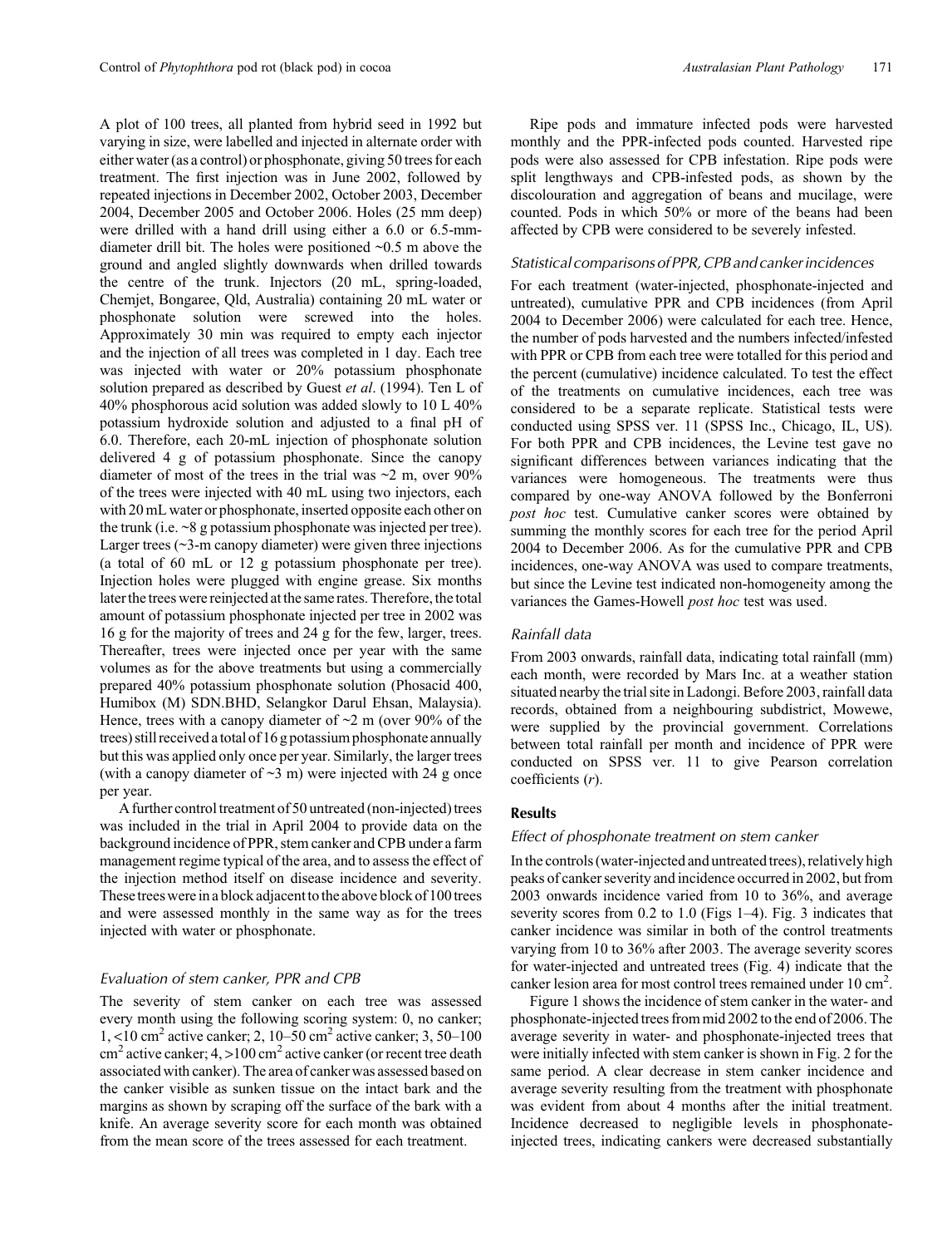A plot of 100 trees, all planted from hybrid seed in 1992 but varying in size, were labelled and injected in alternate order with either water (as a control) or phosphonate, giving 50 trees for each treatment. The first injection was in June 2002, followed by repeated injections in December 2002, October 2003, December 2004, December 2005 and October 2006. Holes (25 mm deep) were drilled with a hand drill using either a 6.0 or 6.5-mm-diameter drill bit. The holes were positioned ~0.5 m above the ground and angled slightly downwards when drilled towards the centre of the trunk. Injectors (20 mL, spring-loaded, Chemjet, Bongaree, Qld, Australia) containing 20 mL water or phosphonate solution were screwed into the holes. Approximately 30 min was required to empty each injector and the injection of all trees was completed in 1 day. Each tree was injected with water or 20% potassium phosphonate solution prepared as described by Guest *et al*. (1994). Ten L of 40% phosphorous acid solution was added slowly to 10 L 40% potassium hydroxide solution and adjusted to a final pH of 6.0. Therefore, each 20-mL injection of phosphonate solution delivered 4 g of potassium phosphonate. Since the canopy diameter of most of the trees in the trial was ~2 m, over 90% of the trees were injected with 40 mL using two injectors, each with 20 mL water or phosphonate, inserted opposite each other on the trunk (i.e. ~8 g potassium phosphonate was injected per tree). Larger trees (~3-m canopy diameter) were given three injections (a total of 60 mL or 12 g potassium phosphonate per tree). Injection holes were plugged with engine grease. Six months later the trees were reinjected at the same rates. Therefore, the total amount of potassium phosphonate injected per tree in 2002 was 16 g for the majority of trees and 24 g for the few, larger, trees. Thereafter, trees were injected once per year with the same volumes as for the above treatments but using a commercially prepared 40% potassium phosphonate solution (Phosacid 400, Humibox (M) SDN.BHD, Selangkor Darul Ehsan, Malaysia). Hence, trees with a canopy diameter of ~2 m (over 90% of the trees) still received a total of 16 g potassium phosphonate annually but this was applied only once per year. Similarly, the larger trees (with a canopy diameter of ~3 m) were injected with 24 g once per year.

A further control treatment of 50 untreated (non-injected) trees was included in the trial in April 2004 to provide data on the background incidence of PPR, stem canker and CPB under a farm management regime typical of the area, and to assess the effect of the injection method itself on disease incidence and severity. These trees were in a block adjacent to the above block of 100 trees and were assessed monthly in the same way as for the trees injected with water or phosphonate.

### *Evaluation of stem canker, PPR and CPB*

The severity of stem canker on each tree was assessed every month using the following scoring system: 0, no canker; 1, <10 $cm^2$ active canker; 2, 10–50 $cm^2$ active canker; 3, 50–100 $cm^2$ active canker; 4, >100 $cm^2$ active canker (or recent tree death associated with canker). The area of canker was assessed based on the canker visible as sunken tissue on the intact bark and the margins as shown by scraping off the surface of the bark with a knife. An average severity score for each month was obtained from the mean score of the trees assessed for each treatment.

Ripe pods and immature infected pods were harvested monthly and the PPR-infected pods counted. Harvested ripe pods were also assessed for CPB infestation. Ripe pods were split lengthways and CPB-infested pods, as shown by the discolouration and aggregation of beans and mucilage, were counted. Pods in which 50% or more of the beans had been affected by CPB were considered to be severely infested.

### *Statistical comparisons of PPR, CPB and canker incidences*

For each treatment (water-injected, phosphonate-injected and untreated), cumulative PPR and CPB incidences (from April 2004 to December 2006) were calculated for each tree. Hence, the number of pods harvested and the numbers infected/infested with PPR or CPB from each tree were totalled for this period and the percent (cumulative) incidence calculated. To test the effect of the treatments on cumulative incidences, each tree was considered to be a separate replicate. Statistical tests were conducted using SPSS ver. 11 (SPSS Inc., Chicago, IL, US). For both PPR and CPB incidences, the Levine test gave no significant differences between variances indicating that the variances were homogeneous. The treatments were thus compared by one-way ANOVA followed by the Bonferroni *post hoc* test. Cumulative canker scores were obtained by summing the monthly scores for each tree for the period April 2004 to December 2006. As for the cumulative PPR and CPB incidences, one-way ANOVA was used to compare treatments, but since the Levine test indicated non-homogeneity among the variances the Games-Howell *post hoc* test was used.

### *Rainfall data*

From 2003 onwards, rainfall data, indicating total rainfall (mm) each month, were recorded by Mars Inc. at a weather station situated nearby the trial site in Ladongi. Before 2003, rainfall data records, obtained from a neighbouring subdistrict, Mowewe, were supplied by the provincial government. Correlations between total rainfall per month and incidence of PPR were conducted on SPSS ver. 11 to give Pearson correlation coefficients ($r$).

## Results

### *Effect of phosphonate treatment on stem canker*

In the controls (water-injected and untreated trees), relatively high peaks of canker severity and incidence occurred in 2002, but from 2003 onwards incidence varied from 10 to 36%, and average severity scores from 0.2 to 1.0 (Figs 1–4). Fig. 3 indicates that canker incidence was similar in both of the control treatments varying from 10 to 36% after 2003. The average severity scores for water-injected and untreated trees (Fig. 4) indicate that the canker lesion area for most control trees remained under 10 $cm^2$.

Figure 1 shows the incidence of stem canker in the water- and phosphonate-injected trees from mid 2002 to the end of 2006. The average severity in water- and phosphonate-injected trees that were initially infected with stem canker is shown in Fig. 2 for the same period. A clear decrease in stem canker incidence and average severity resulting from the treatment with phosphonate was evident from about 4 months after the initial treatment. Incidence decreased to negligible levels in phosphonate-injected trees, indicating cankers were decreased substantially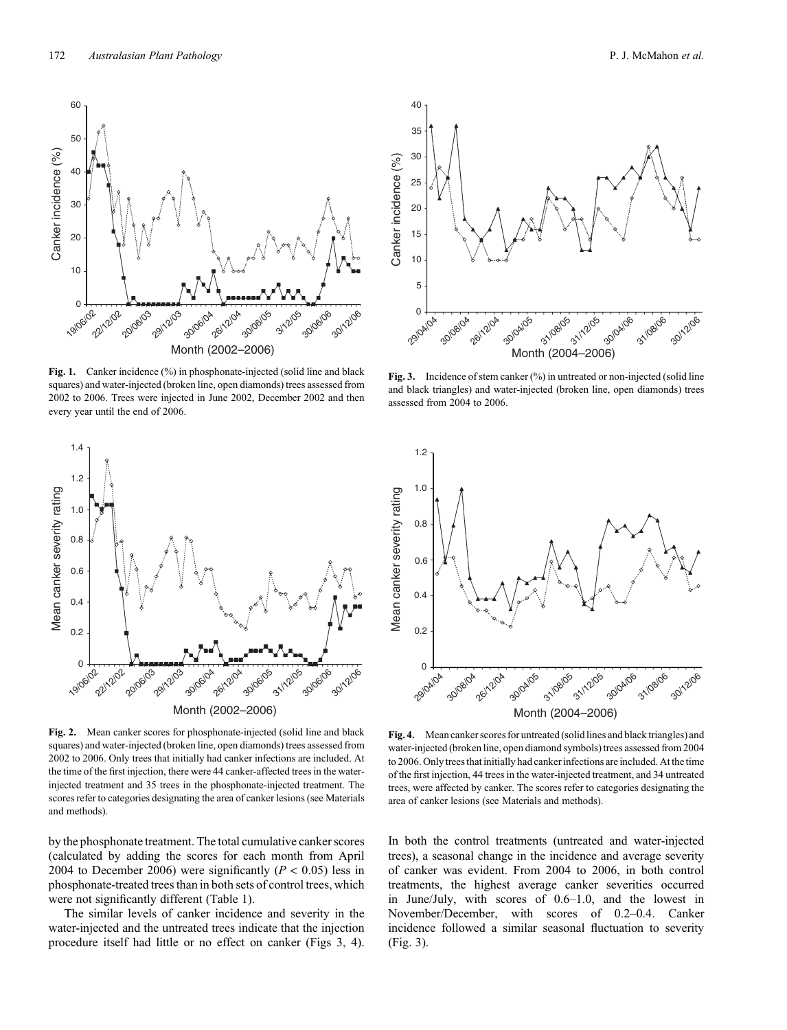**Fig. 1.** Canker incidence (%) in phosphonate-injected (solid line and black squares) and water-injected (broken line, open diamonds) trees assessed from 2002 to 2006. Trees were injected in June 2002, December 2002 and then every year until the end of 2006.

**Fig. 2.** Mean canker scores for phosphonate-injected (solid line and black squares) and water-injected (broken line, open diamonds) trees assessed from 2002 to 2006. Only trees that initially had canker infections are included. At the time of the first injection, there were 44 canker-affected trees in the water-injected treatment and 35 trees in the phosphonate-injected treatment. The scores refer to categories designating the area of canker lesions (see Materials and methods).

**Fig. 3.** Incidence of stem canker (%) in untreated or non-injected (solid line and black triangles) and water-injected (broken line, open diamonds) trees assessed from 2004 to 2006.

**Fig. 4.** Mean canker scores for untreated (solid lines and black triangles) and water-injected (broken line, open diamond symbols) trees assessed from 2004 to 2006. Only trees that initially had canker infections are included. At the time of the first injection, 44 trees in the water-injected treatment, and 34 untreated trees, were affected by canker. The scores refer to categories designating the area of canker lesions (see Materials and methods).

by the phosphonate treatment. The total cumulative canker scores (calculated by adding the scores for each month from April 2004 to December 2006) were significantly ($P < 0.05$) less in phosphonate-treated trees than in both sets of control trees, which were not significantly different (Table 1).

The similar levels of canker incidence and severity in the water-injected and the untreated trees indicate that the injection procedure itself had little or no effect on canker (Figs 3, 4). In both the control treatments (untreated and water-injected trees), a seasonal change in the incidence and average severity of canker was evident. From 2004 to 2006, in both control treatments, the highest average canker severities occurred in June/July, with scores of 0.6–1.0, and the lowest in November/December, with scores of 0.2–0.4. Canker incidence followed a similar seasonal fluctuation to severity (Fig. 3).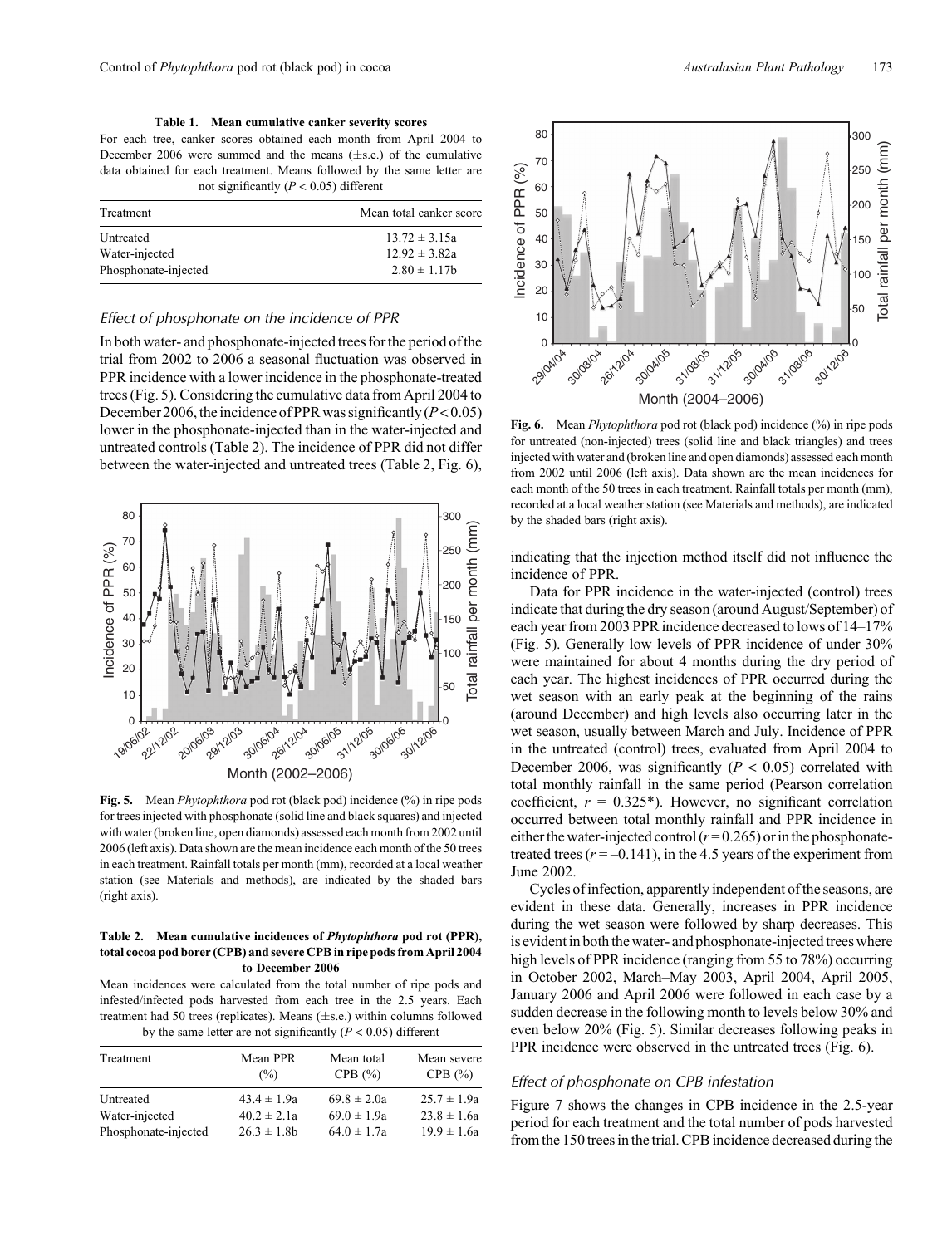**Table 1. Mean cumulative canker severity scores**

For each tree, canker scores obtained each month from April 2004 to December 2006 were summed and the means (±s.e.) of the cumulative data obtained for each treatment. Means followed by the same letter are not significantly ($P < 0.05$) different

| Treatment | Mean total canker score |
|---|---|
| Untreated | 13.72 ± 3.15a |
| Water-injected | 12.92 ± 3.82a |
| Phosphonate-injected | 2.80 ± 1.17b |

### Effect of phosphonate on the incidence of PPR

In both water- and phosphonate-injected trees for the period of the trial from 2002 to 2006 a seasonal fluctuation was observed in PPR incidence with a lower incidence in the phosphonate-treated trees (Fig. 5). Considering the cumulative data from April 2004 to December 2006, the incidence of PPR was significantly ($P < 0.05$) lower in the phosphonate-injected than in the water-injected and untreated controls (Table 2). The incidence of PPR did not differ between the water-injected and untreated trees (Table 2, Fig. 6), indicating that the injection method itself did not influence the incidence of PPR.

**Fig. 5.** Mean *Phytophthora* pod rot (black pod) incidence (%) in ripe pods for trees injected with phosphonate (solid line and black squares) and injected with water (broken line, open diamonds) assessed each month from 2002 until 2006 (left axis). Data shown are the mean incidence each month of the 50 trees in each treatment. Rainfall totals per month (mm), recorded at a local weather station (see Materials and methods), are indicated by the shaded bars (right axis).

**Table 2. Mean cumulative incidences of *Phytophthora* pod rot (PPR), total cocoa pod borer (CPB) and severe CPB in ripe pods from April 2004 to December 2006**

Mean incidences were calculated from the total number of ripe pods and infested/infected pods harvested from each tree in the 2.5 years. Each treatment had 50 trees (replicates). Means (±s.e.) within columns followed by the same letter are not significantly ($P < 0.05$) different

| Treatment | Mean PPR (%) | Mean total CPB (%) | Mean severe CPB (%) |
|---|---|---|---|
| Untreated | 43.4 ± 1.9a | 69.8 ± 2.0a | 25.7 ± 1.9a |
| Water-injected | 40.2 ± 2.1a | 69.0 ± 1.9a | 23.8 ± 1.6a |
| Phosphonate-injected | 26.3 ± 1.8b | 64.0 ± 1.7a | 19.9 ± 1.6a |

**Fig. 6.** Mean *Phytophthora* pod rot (black pod) incidence (%) in ripe pods for untreated (non-injected) trees (solid line and black triangles) and trees injected with water (broken line and open diamonds) assessed each month from 2002 until 2006 (left axis). Data shown are the mean incidences for each month of the 50 trees in each treatment. Rainfall totals per month (mm), recorded at a local weather station (see Materials and methods), are indicated by the shaded bars (right axis).

Data for PPR incidence in the water-injected (control) trees indicate that during the dry season (around August/September) of each year from 2003 PPR incidence decreased to lows of 14–17% (Fig. 5). Generally low levels of PPR incidence of under 30% were maintained for about 4 months during the dry period of each year. The highest incidences of PPR occurred during the wet season with an early peak at the beginning of the rains (around December) and high levels also occurring later in the wet season, usually between March and July. Incidence of PPR in the untreated (control) trees, evaluated from April 2004 to December 2006, was significantly ($P < 0.05$) correlated with total monthly rainfall in the same period (Pearson correlation coefficient, $r = 0.325$*). However, no significant correlation occurred between total monthly rainfall and PPR incidence in either the water-injected control ($r = 0.265$) or in the phosphonate-treated trees ($r = -0.141$), in the 4.5 years of the experiment from June 2002.

Cycles of infection, apparently independent of the seasons, are evident in these data. Generally, increases in PPR incidence during the wet season were followed by sharp decreases. This is evident in both the water- and phosphonate-injected trees where high levels of PPR incidence (ranging from 55 to 78%) occurring in October 2002, March–May 2003, April 2004, April 2005, January 2006 and April 2006 were followed in each case by a sudden decrease in the following month to levels below 30% and even below 20% (Fig. 5). Similar decreases following peaks in PPR incidence were observed in the untreated trees (Fig. 6).

### Effect of phosphonate on CPB infestation

Figure 7 shows the changes in CPB incidence in the 2.5-year period for each treatment and the total number of pods harvested from the 150 trees in the trial. CPB incidence decreased during the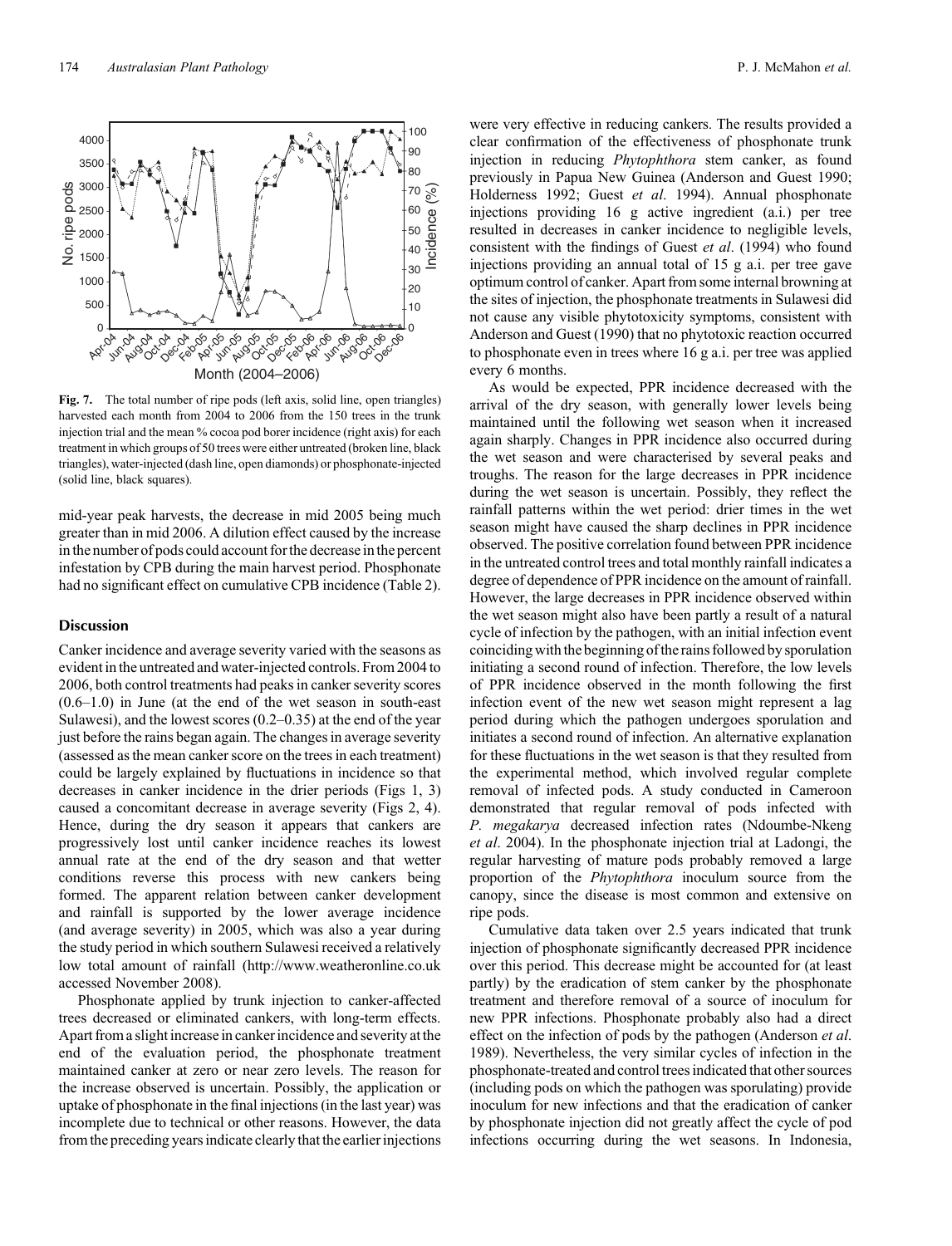Fig. 7. The total number of ripe pods (left axis, solid line, open triangles) harvested each month from 2004 to 2006 from the 150 trees in the trunk injection trial and the mean % cocoa pod borer incidence (right axis) for each treatment in which groups of 50 trees were either untreated (broken line, black triangles), water-injected (dash line, open diamonds) or phosphonate-injected (solid line, black squares).

mid-year peak harvests, the decrease in mid 2005 being much greater than in mid 2006. A dilution effect caused by the increase in the number of pods could account for the decrease in the percent infestation by CPB during the main harvest period. Phosphonate had no significant effect on cumulative CPB incidence (Table 2).

## Discussion

Canker incidence and average severity varied with the seasons as evident in the untreated and water-injected controls. From 2004 to 2006, both control treatments had peaks in canker severity scores (0.6–1.0) in June (at the end of the wet season in south-east Sulawesi), and the lowest scores (0.2–0.35) at the end of the year just before the rains began again. The changes in average severity (assessed as the mean canker score on the trees in each treatment) could be largely explained by fluctuations in incidence so that decreases in canker incidence in the drier periods (Figs 1, 3) caused a concomitant decrease in average severity (Figs 2, 4). Hence, during the dry season it appears that cankers are progressively lost until canker incidence reaches its lowest annual rate at the end of the dry season and that wetter conditions reverse this process with new cankers being formed. The apparent relation between canker development and rainfall is supported by the lower average incidence (and average severity) in 2005, which was also a year during the study period in which southern Sulawesi received a relatively low total amount of rainfall (http://www.weatheronline.co.uk accessed November 2008).

Phosphonate applied by trunk injection to canker-affected trees decreased or eliminated cankers, with long-term effects. Apart from a slight increase in canker incidence and severity at the end of the evaluation period, the phosphonate treatment maintained canker at zero or near zero levels. The reason for the increase observed is uncertain. Possibly, the application or uptake of phosphonate in the final injections (in the last year) was incomplete due to technical or other reasons. However, the data from the preceding years indicate clearly that the earlier injections were very effective in reducing cankers. The results provided a clear confirmation of the effectiveness of phosphonate trunk injection in reducing *Phytophthora* stem canker, as found previously in Papua New Guinea (Anderson and Guest 1990; Holderness 1992; Guest *et al*. 1994). Annual phosphonate injections providing 16 g active ingredient (a.i.) per tree resulted in decreases in canker incidence to negligible levels, consistent with the findings of Guest *et al*. (1994) who found injections providing an annual total of 15 g a.i. per tree gave optimum control of canker. Apart from some internal browning at the sites of injection, the phosphonate treatments in Sulawesi did not cause any visible phytotoxicity symptoms, consistent with Anderson and Guest (1990) that no phytotoxic reaction occurred to phosphonate even in trees where 16 g a.i. per tree was applied every 6 months.

As would be expected, PPR incidence decreased with the arrival of the dry season, with generally lower levels being maintained until the following wet season when it increased again sharply. Changes in PPR incidence also occurred during the wet season and were characterised by several peaks and troughs. The reason for the large decreases in PPR incidence during the wet season is uncertain. Possibly, they reflect the rainfall patterns within the wet period: drier times in the wet season might have caused the sharp declines in PPR incidence observed. The positive correlation found between PPR incidence in the untreated control trees and total monthly rainfall indicates a degree of dependence of PPR incidence on the amount of rainfall. However, the large decreases in PPR incidence observed within the wet season might also have been partly a result of a natural cycle of infection by the pathogen, with an initial infection event coinciding with the beginning of the rains followed by sporulation initiating a second round of infection. Therefore, the low levels of PPR incidence observed in the month following the first infection event of the new wet season might represent a lag period during which the pathogen undergoes sporulation and initiates a second round of infection. An alternative explanation for these fluctuations in the wet season is that they resulted from the experimental method, which involved regular complete removal of infected pods. A study conducted in Cameroon demonstrated that regular removal of pods infected with *P. megakarya* decreased infection rates (Ndoumbe-Nkeng *et al*. 2004). In the phosphonate injection trial at Ladongi, the regular harvesting of mature pods probably removed a large proportion of the *Phytophthora* inoculum source from the canopy, since the disease is most common and extensive on ripe pods.

Cumulative data taken over 2.5 years indicated that trunk injection of phosphonate significantly decreased PPR incidence over this period. This decrease might be accounted for (at least partly) by the eradication of stem canker by the phosphonate treatment and therefore removal of a source of inoculum for new PPR infections. Phosphonate probably also had a direct effect on the infection of pods by the pathogen (Anderson *et al*. 1989). Nevertheless, the very similar cycles of infection in the phosphonate-treated and control trees indicated that other sources (including pods on which the pathogen was sporulating) provide inoculum for new infections and that the eradication of canker by phosphonate injection did not greatly affect the cycle of pod infections occurring during the wet seasons. In Indonesia,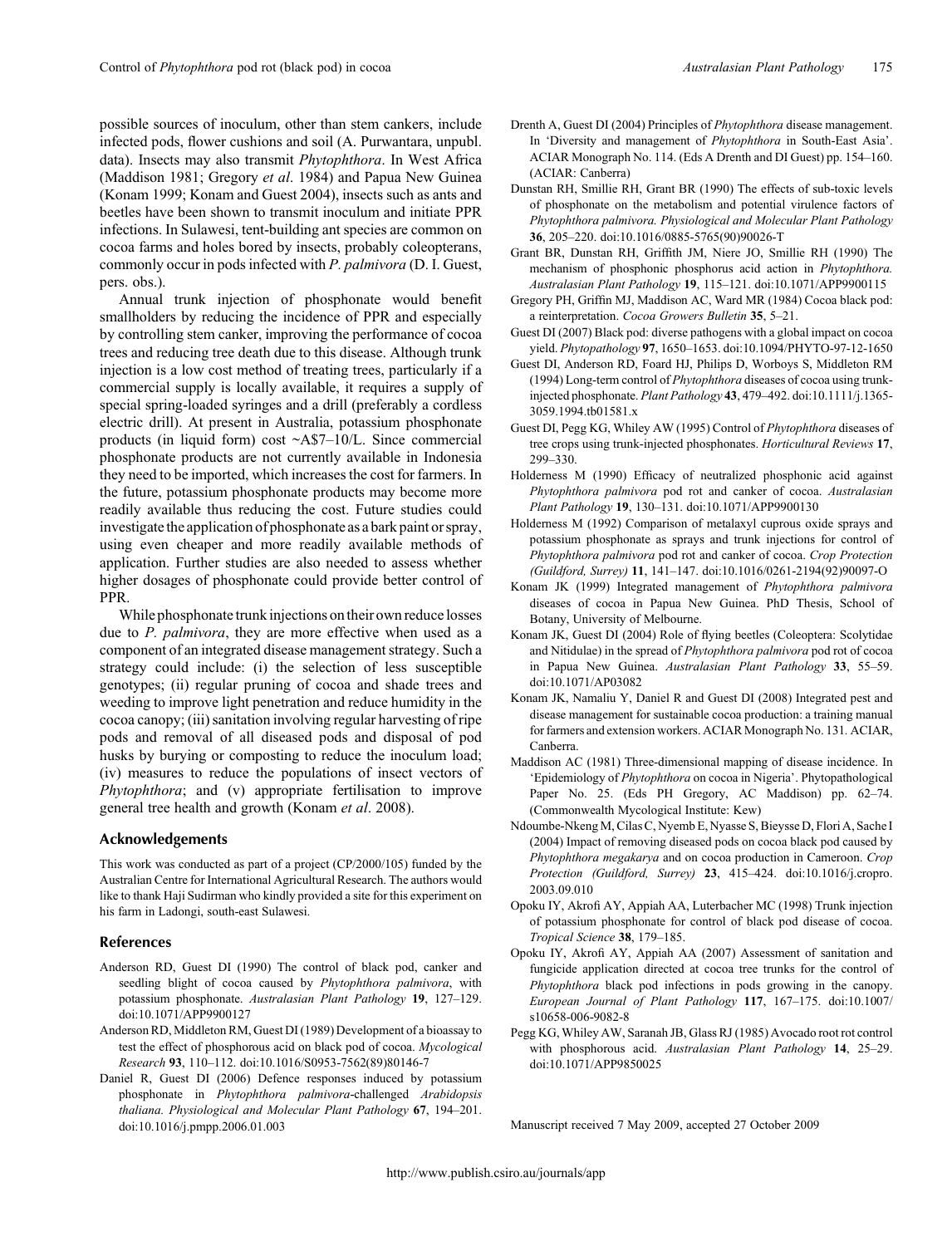possible sources of inoculum, other than stem cankers, include infected pods, flower cushions and soil (A. Purwantara, unpubl. data). Insects may also transmit *Phytophthora*. In West Africa (Maddison 1981; Gregory *et al*. 1984) and Papua New Guinea (Konam 1999; Konam and Guest 2004), insects such as ants and beetles have been shown to transmit inoculum and initiate PPR infections. In Sulawesi, tent-building ant species are common on cocoa farms and holes bored by insects, probably coleopterans, commonly occur in pods infected with *P. palmivora* (D. I. Guest, pers. obs.).

Annual trunk injection of phosphonate would benefit smallholders by reducing the incidence of PPR and especially by controlling stem canker, improving the performance of cocoa trees and reducing tree death due to this disease. Although trunk injection is a low cost method of treating trees, particularly if a commercial supply is locally available, it requires a supply of special spring-loaded syringes and a drill (preferably a cordless electric drill). At present in Australia, potassium phosphonate products (in liquid form) cost ~A$7–10/L. Since commercial phosphonate products are not currently available in Indonesia they need to be imported, which increases the cost for farmers. In the future, potassium phosphonate products may become more readily available thus reducing the cost. Future studies could investigate the application of phosphonate as a bark paint or spray, using even cheaper and more readily available methods of application. Further studies are also needed to assess whether higher dosages of phosphonate could provide better control of PPR.

While phosphonate trunk injections on their own reduce losses due to *P. palmivora*, they are more effective when used as a component of an integrated disease management strategy. Such a strategy could include: (i) the selection of less susceptible genotypes; (ii) regular pruning of cocoa and shade trees and weeding to improve light penetration and reduce humidity in the cocoa canopy; (iii) sanitation involving regular harvesting of ripe pods and removal of all diseased pods and disposal of pod husks by burying or composting to reduce the inoculum load; (iv) measures to reduce the populations of insect vectors of *Phytophthora*; and (v) appropriate fertilisation to improve general tree health and growth (Konam *et al*. 2008).

## Acknowledgements

This work was conducted as part of a project (CP/2000/105) funded by the Australian Centre for International Agricultural Research. The authors would like to thank Haji Sudirman who kindly provided a site for this experiment on his farm in Ladongi, south-east Sulawesi.

## References

Anderson RD, Guest DI (1990) The control of black pod, canker and seedling blight of cocoa caused by *Phytophthora palmivora*, with potassium phosphonate. *Australasian Plant Pathology* **19**, 127–129. doi:10.1071/APP9900127

Anderson RD, Middleton RM, Guest DI (1989) Development of a bioassay to test the effect of phosphorous acid on black pod of cocoa. *Mycological Research* **93**, 110–112. doi:10.1016/S0953-7562(89)80146-7

Daniel R, Guest DI (2006) Defence responses induced by potassium phosphonate in *Phytophthora palmivora*-challenged *Arabidopsis thaliana. Physiological and Molecular Plant Pathology* **67**, 194–201. doi:10.1016/j.pmpp.2006.01.003

Drenth A, Guest DI (2004) Principles of *Phytophthora* disease management. In 'Diversity and management of *Phytophthora* in South-East Asia'. ACIAR Monograph No. 114. (Eds A Drenth and DI Guest) pp. 154–160. (ACIAR: Canberra)

Dunstan RH, Smillie RH, Grant BR (1990) The effects of sub-toxic levels of phosphonate on the metabolism and potential virulence factors of *Phytophthora palmivora. Physiological and Molecular Plant Pathology* **36**, 205–220. doi:10.1016/0885-5765(90)90026-T

Grant BR, Dunstan RH, Griffith JM, Niere JO, Smillie RH (1990) The mechanism of phosphonic phosphorus acid action in *Phytophthora. Australasian Plant Pathology* **19**, 115–121. doi:10.1071/APP9900115

Gregory PH, Griffin MJ, Maddison AC, Ward MR (1984) Cocoa black pod: a reinterpretation. *Cocoa Growers Bulletin* **35**, 5–21.

Guest DI (2007) Black pod: diverse pathogens with a global impact on cocoa yield. *Phytopathology* **97**, 1650–1653. doi:10.1094/PHYTO-97-12-1650

Guest DI, Anderson RD, Foard HJ, Philips D, Worboys S, Middleton RM (1994) Long-term control of *Phytophthora* diseases of cocoa using trunk-injected phosphonate. *Plant Pathology* **43**, 479–492. doi:10.1111/j.1365-3059.1994.tb01581.x

Guest DI, Pegg KG, Whiley AW (1995) Control of *Phytophthora* diseases of tree crops using trunk-injected phosphonates. *Horticultural Reviews* **17**, 299–330.

Holderness M (1990) Efficacy of neutralized phosphonic acid against *Phytophthora palmivora* pod rot and canker of cocoa. *Australasian Plant Pathology* **19**, 130–131. doi:10.1071/APP9900130

Holderness M (1992) Comparison of metalaxyl cuprous oxide sprays and potassium phosphonate as sprays and trunk injections for control of *Phytophthora palmivora* pod rot and canker of cocoa. *Crop Protection (Guildford, Surrey)* **11**, 141–147. doi:10.1016/0261-2194(92)90097-O

Konam JK (1999) Integrated management of *Phytophthora palmivora* diseases of cocoa in Papua New Guinea. PhD Thesis, School of Botany, University of Melbourne.

Konam JK, Guest DI (2004) Role of flying beetles (Coleoptera: Scolytidae and Nitidulae) in the spread of *Phytophthora palmivora* pod rot of cocoa in Papua New Guinea. *Australasian Plant Pathology* **33**, 55–59. doi:10.1071/AP03082

Konam JK, Namaliu Y, Daniel R and Guest DI (2008) Integrated pest and disease management for sustainable cocoa production: a training manual for farmers and extension workers. ACIAR Monograph No. 131. ACIAR, Canberra.

Maddison AC (1981) Three-dimensional mapping of disease incidence. In 'Epidemiology of *Phytophthora* on cocoa in Nigeria'. Phytopathological Paper No. 25. (Eds PH Gregory, AC Maddison) pp. 62–74. (Commonwealth Mycological Institute: Kew)

Ndoumbe-Nkeng M, Cilas C, Nyemb E, Nyasse S, Bieysse D, Flori A, Sache I (2004) Impact of removing diseased pods on cocoa black pod caused by *Phytophthora megakarya* and on cocoa production in Cameroon. *Crop Protection (Guildford, Surrey)* **23**, 415–424. doi:10.1016/j.cropro.2003.09.010

Opoku IY, Akrofi AY, Appiah AA, Luterbacher MC (1998) Trunk injection of potassium phosphonate for control of black pod disease of cocoa. *Tropical Science* **38**, 179–185.

Opoku IY, Akrofi AY, Appiah AA (2007) Assessment of sanitation and fungicide application directed at cocoa tree trunks for the control of *Phytophthora* black pod infections in pods growing in the canopy. *European Journal of Plant Pathology* **117**, 167–175. doi:10.1007/s10658-006-9082-8

Pegg KG, Whiley AW, Saranah JB, Glass RJ (1985) Avocado root rot control with phosphorous acid. *Australasian Plant Pathology* **14**, 25–29. doi:10.1071/APP9850025

Manuscript received 7 May 2009, accepted 27 October 2009